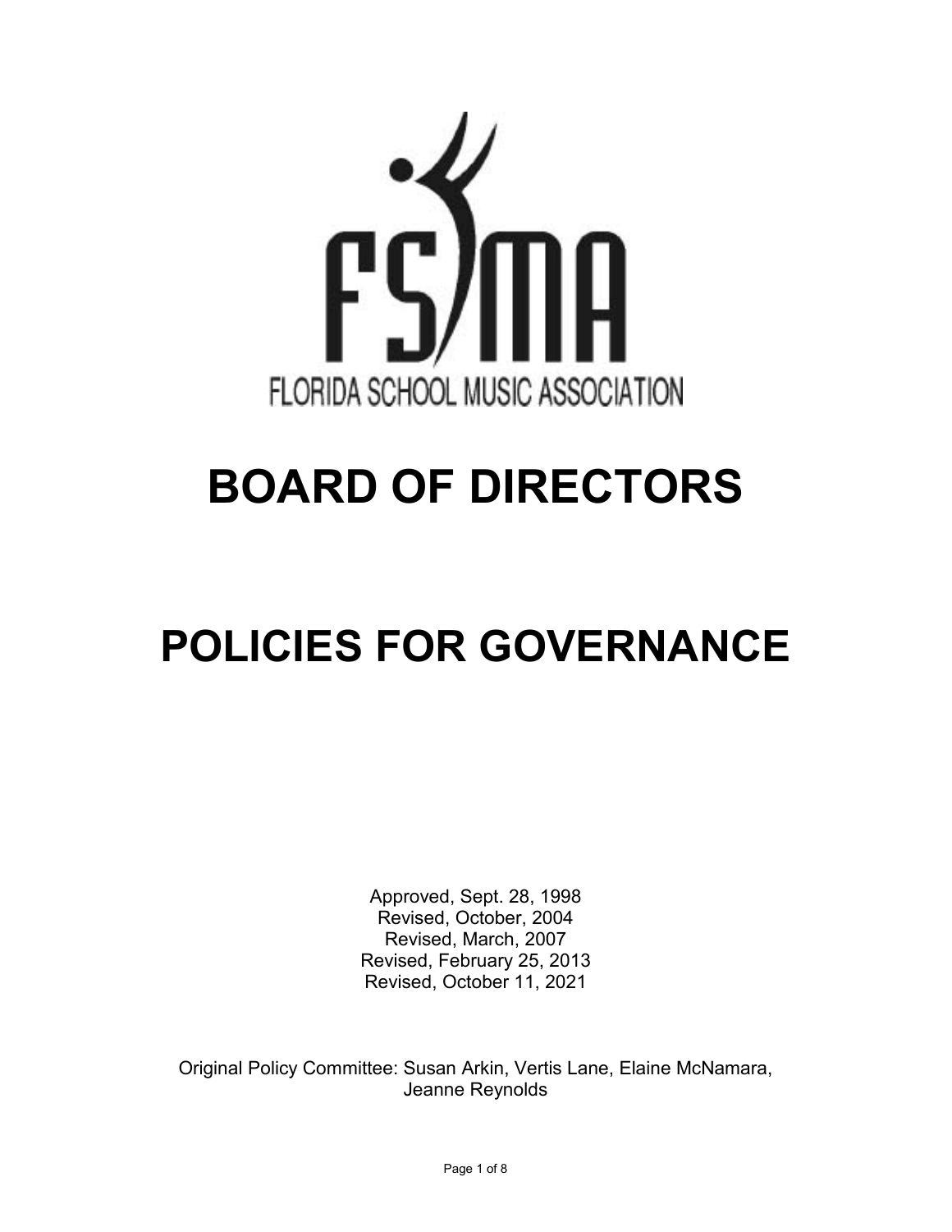FLORIDA SCHOOL MUSIC ASSOCIATION

# BOARD OF DIRECTORS

# POLICIES FOR GOVERNANCE

Approved, Sept. 28, 1998
Revised, October, 2004
Revised, March, 2007
Revised, February 25, 2013
Revised, October 11, 2021

Original Policy Committee: Susan Arkin, Vertis Lane, Elaine McNamara, Jeanne Reynolds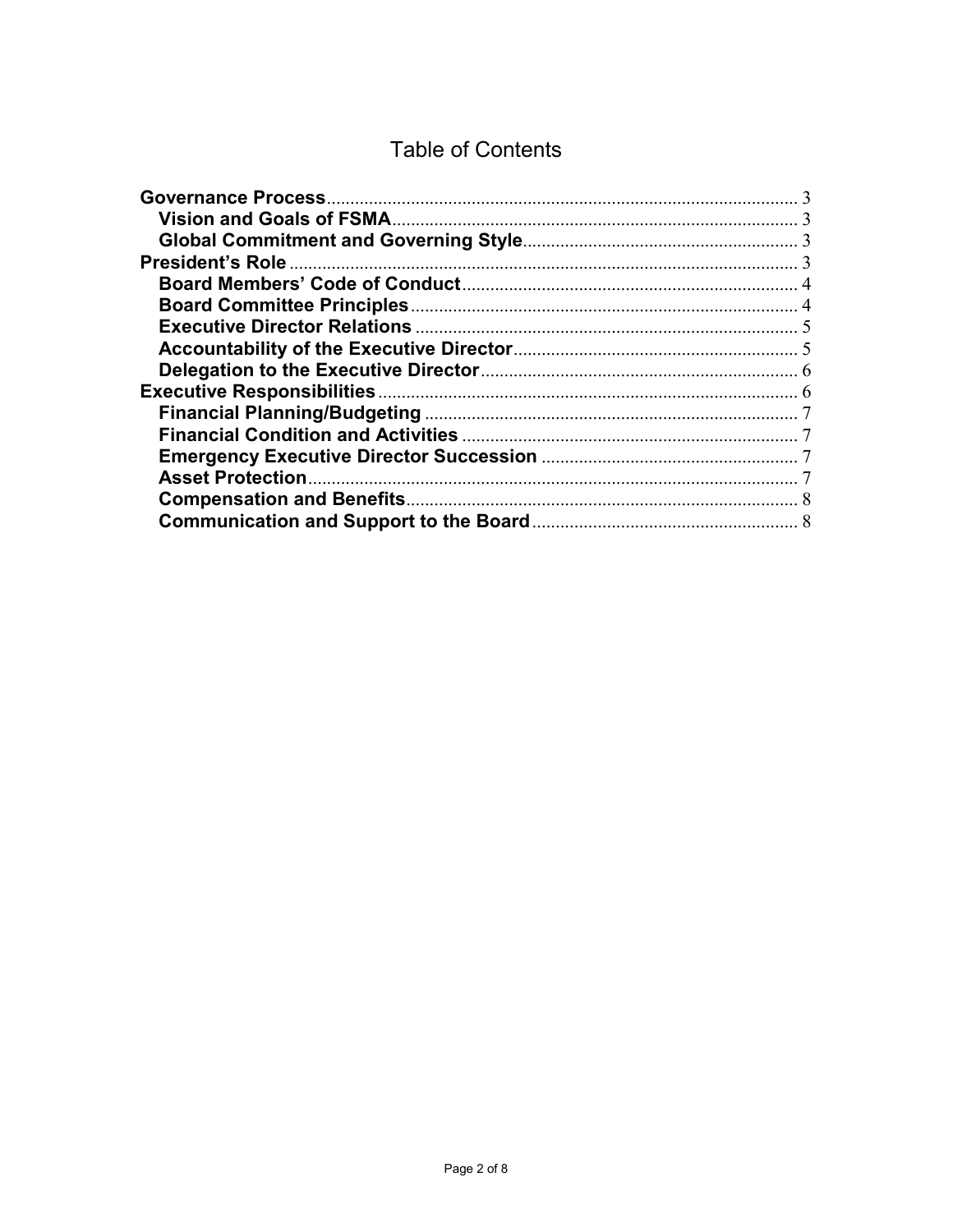# Table of Contents

- **Governance Process** .................... 3
  - **Vision and Goals of FSMA** .................... 3
  - **Global Commitment and Governing Style** .................... 3
- **President's Role** .................... 3
  - **Board Members' Code of Conduct** .................... 4
  - **Board Committee Principles** .................... 4
  - **Executive Director Relations** .................... 5
  - **Accountability of the Executive Director** .................... 5
  - **Delegation to the Executive Director** .................... 6
- **Executive Responsibilities** .................... 6
  - **Financial Planning/Budgeting** .................... 7
  - **Financial Condition and Activities** .................... 7
  - **Emergency Executive Director Succession** .................... 7
  - **Asset Protection** .................... 7
  - **Compensation and Benefits** .................... 8
  - **Communication and Support to the Board** .................... 8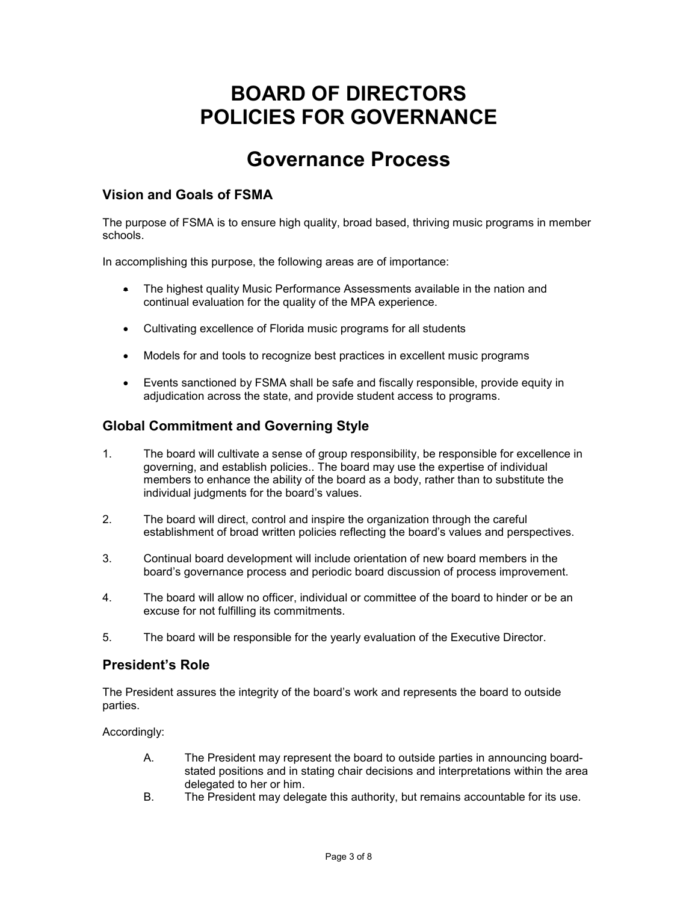# BOARD OF DIRECTORS POLICIES FOR GOVERNANCE

# Governance Process

## Vision and Goals of FSMA

The purpose of FSMA is to ensure high quality, broad based, thriving music programs in member schools.

In accomplishing this purpose, the following areas are of importance:

- The highest quality Music Performance Assessments available in the nation and continual evaluation for the quality of the MPA experience.
- Cultivating excellence of Florida music programs for all students
- Models for and tools to recognize best practices in excellent music programs
- Events sanctioned by FSMA shall be safe and fiscally responsible, provide equity in adjudication across the state, and provide student access to programs.

## Global Commitment and Governing Style

1. The board will cultivate a sense of group responsibility, be responsible for excellence in governing, and establish policies.. The board may use the expertise of individual members to enhance the ability of the board as a body, rather than to substitute the individual judgments for the board's values.
2. The board will direct, control and inspire the organization through the careful establishment of broad written policies reflecting the board's values and perspectives.
3. Continual board development will include orientation of new board members in the board's governance process and periodic board discussion of process improvement.
4. The board will allow no officer, individual or committee of the board to hinder or be an excuse for not fulfilling its commitments.
5. The board will be responsible for the yearly evaluation of the Executive Director.

## President's Role

The President assures the integrity of the board's work and represents the board to outside parties.

Accordingly:

A. The President may represent the board to outside parties in announcing board-stated positions and in stating chair decisions and interpretations within the area delegated to her or him.

B. The President may delegate this authority, but remains accountable for its use.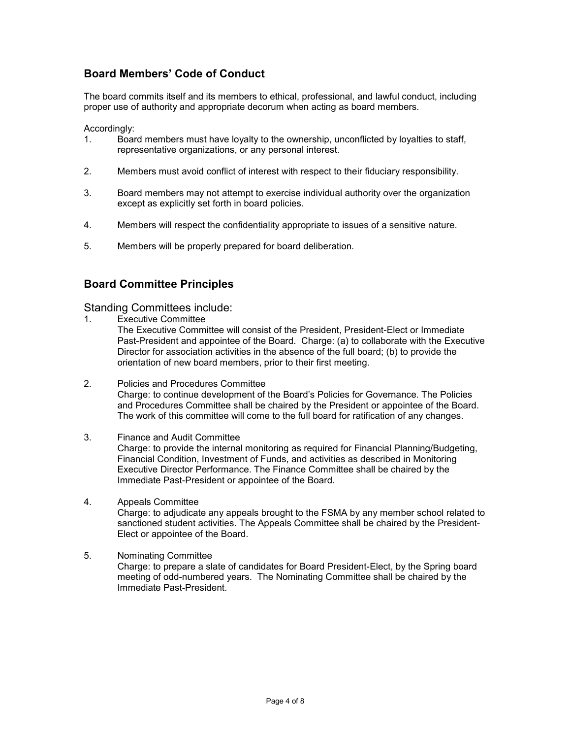## Board Members' Code of Conduct

The board commits itself and its members to ethical, professional, and lawful conduct, including proper use of authority and appropriate decorum when acting as board members.

Accordingly:

1. Board members must have loyalty to the ownership, unconflicted by loyalties to staff, representative organizations, or any personal interest.

2. Members must avoid conflict of interest with respect to their fiduciary responsibility.

3. Board members may not attempt to exercise individual authority over the organization except as explicitly set forth in board policies.

4. Members will respect the confidentiality appropriate to issues of a sensitive nature.

5. Members will be properly prepared for board deliberation.

## Board Committee Principles

### Standing Committees include:

1. Executive Committee
   The Executive Committee will consist of the President, President-Elect or Immediate Past-President and appointee of the Board. Charge: (a) to collaborate with the Executive Director for association activities in the absence of the full board; (b) to provide the orientation of new board members, prior to their first meeting.

2. Policies and Procedures Committee
   Charge: to continue development of the Board's Policies for Governance. The Policies and Procedures Committee shall be chaired by the President or appointee of the Board. The work of this committee will come to the full board for ratification of any changes.

3. Finance and Audit Committee
   Charge: to provide the internal monitoring as required for Financial Planning/Budgeting, Financial Condition, Investment of Funds, and activities as described in Monitoring Executive Director Performance. The Finance Committee shall be chaired by the Immediate Past-President or appointee of the Board.

4. Appeals Committee
   Charge: to adjudicate any appeals brought to the FSMA by any member school related to sanctioned student activities. The Appeals Committee shall be chaired by the President-Elect or appointee of the Board.

5. Nominating Committee
   Charge: to prepare a slate of candidates for Board President-Elect, by the Spring board meeting of odd-numbered years. The Nominating Committee shall be chaired by the Immediate Past-President.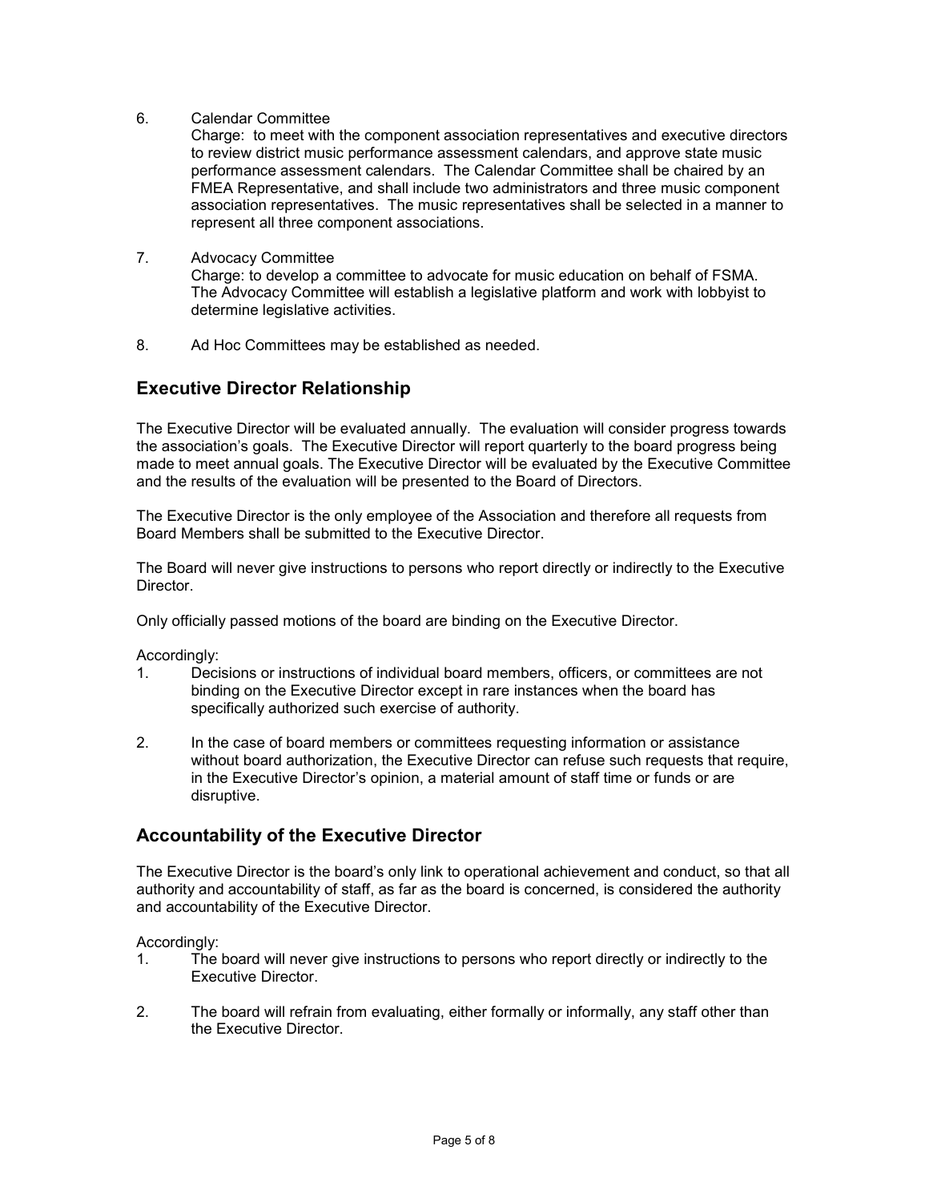6. Calendar Committee
   Charge: to meet with the component association representatives and executive directors to review district music performance assessment calendars, and approve state music performance assessment calendars. The Calendar Committee shall be chaired by an FMEA Representative, and shall include two administrators and three music component association representatives. The music representatives shall be selected in a manner to represent all three component associations.

7. Advocacy Committee
   Charge: to develop a committee to advocate for music education on behalf of FSMA. The Advocacy Committee will establish a legislative platform and work with lobbyist to determine legislative activities.

8. Ad Hoc Committees may be established as needed.

## Executive Director Relationship

The Executive Director will be evaluated annually. The evaluation will consider progress towards the association's goals. The Executive Director will report quarterly to the board progress being made to meet annual goals. The Executive Director will be evaluated by the Executive Committee and the results of the evaluation will be presented to the Board of Directors.

The Executive Director is the only employee of the Association and therefore all requests from Board Members shall be submitted to the Executive Director.

The Board will never give instructions to persons who report directly or indirectly to the Executive Director.

Only officially passed motions of the board are binding on the Executive Director.

Accordingly:

1. Decisions or instructions of individual board members, officers, or committees are not binding on the Executive Director except in rare instances when the board has specifically authorized such exercise of authority.

2. In the case of board members or committees requesting information or assistance without board authorization, the Executive Director can refuse such requests that require, in the Executive Director's opinion, a material amount of staff time or funds or are disruptive.

## Accountability of the Executive Director

The Executive Director is the board's only link to operational achievement and conduct, so that all authority and accountability of staff, as far as the board is concerned, is considered the authority and accountability of the Executive Director.

Accordingly:

1. The board will never give instructions to persons who report directly or indirectly to the Executive Director.

2. The board will refrain from evaluating, either formally or informally, any staff other than the Executive Director.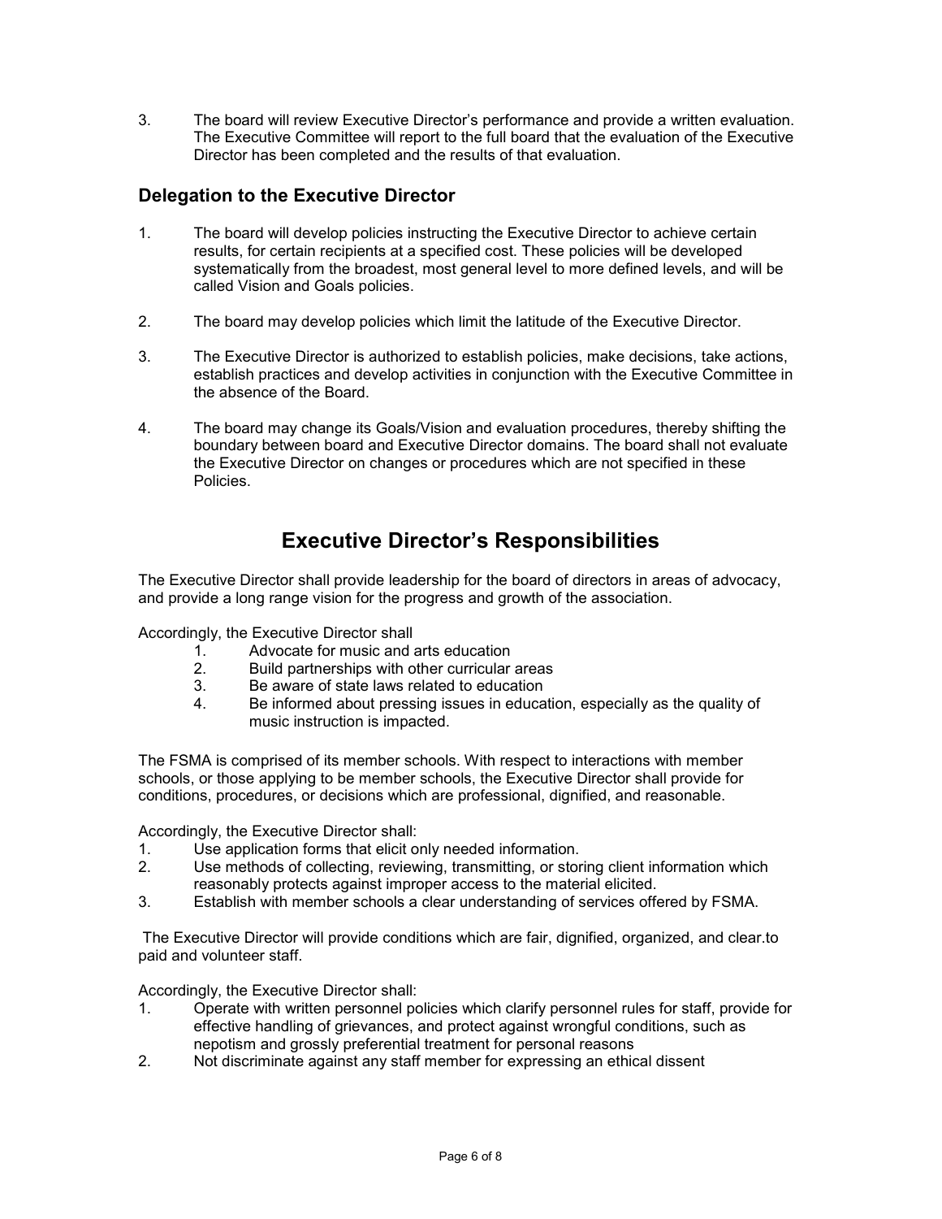3. The board will review Executive Director's performance and provide a written evaluation. The Executive Committee will report to the full board that the evaluation of the Executive Director has been completed and the results of that evaluation.

### Delegation to the Executive Director

1. The board will develop policies instructing the Executive Director to achieve certain results, for certain recipients at a specified cost. These policies will be developed systematically from the broadest, most general level to more defined levels, and will be called Vision and Goals policies.

2. The board may develop policies which limit the latitude of the Executive Director.

3. The Executive Director is authorized to establish policies, make decisions, take actions, establish practices and develop activities in conjunction with the Executive Committee in the absence of the Board.

4. The board may change its Goals/Vision and evaluation procedures, thereby shifting the boundary between board and Executive Director domains. The board shall not evaluate the Executive Director on changes or procedures which are not specified in these Policies.

## Executive Director's Responsibilities

The Executive Director shall provide leadership for the board of directors in areas of advocacy, and provide a long range vision for the progress and growth of the association.

Accordingly, the Executive Director shall

1. Advocate for music and arts education
2. Build partnerships with other curricular areas
3. Be aware of state laws related to education
4. Be informed about pressing issues in education, especially as the quality of music instruction is impacted.

The FSMA is comprised of its member schools. With respect to interactions with member schools, or those applying to be member schools, the Executive Director shall provide for conditions, procedures, or decisions which are professional, dignified, and reasonable.

Accordingly, the Executive Director shall:

1. Use application forms that elicit only needed information.
2. Use methods of collecting, reviewing, transmitting, or storing client information which reasonably protects against improper access to the material elicited.
3. Establish with member schools a clear understanding of services offered by FSMA.

The Executive Director will provide conditions which are fair, dignified, organized, and clear.to paid and volunteer staff.

Accordingly, the Executive Director shall:

1. Operate with written personnel policies which clarify personnel rules for staff, provide for effective handling of grievances, and protect against wrongful conditions, such as nepotism and grossly preferential treatment for personal reasons
2. Not discriminate against any staff member for expressing an ethical dissent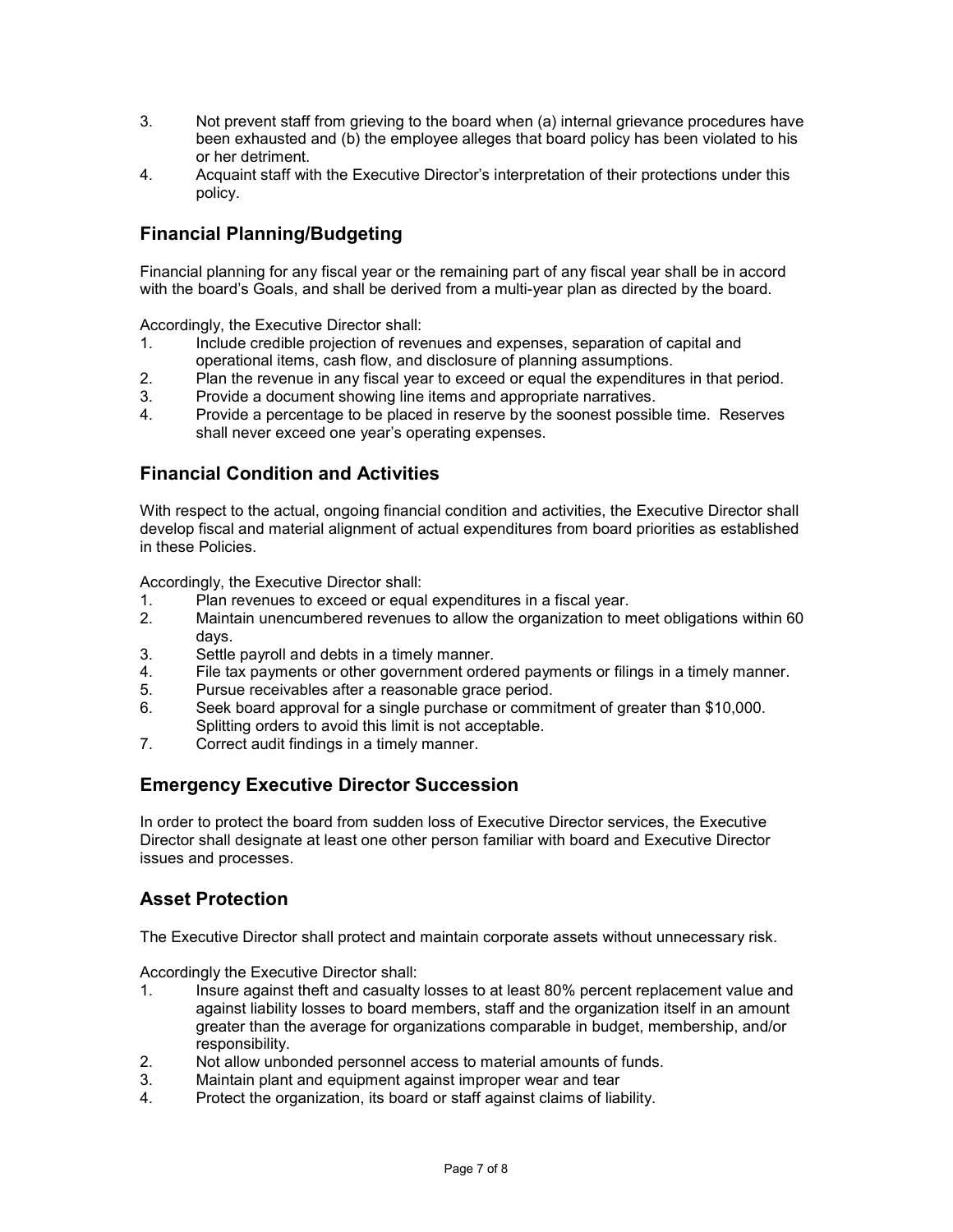3. Not prevent staff from grieving to the board when (a) internal grievance procedures have been exhausted and (b) the employee alleges that board policy has been violated to his or her detriment.
4. Acquaint staff with the Executive Director's interpretation of their protections under this policy.

## Financial Planning/Budgeting

Financial planning for any fiscal year or the remaining part of any fiscal year shall be in accord with the board's Goals, and shall be derived from a multi-year plan as directed by the board.

Accordingly, the Executive Director shall:

1. Include credible projection of revenues and expenses, separation of capital and operational items, cash flow, and disclosure of planning assumptions.
2. Plan the revenue in any fiscal year to exceed or equal the expenditures in that period.
3. Provide a document showing line items and appropriate narratives.
4. Provide a percentage to be placed in reserve by the soonest possible time. Reserves shall never exceed one year's operating expenses.

## Financial Condition and Activities

With respect to the actual, ongoing financial condition and activities, the Executive Director shall develop fiscal and material alignment of actual expenditures from board priorities as established in these Policies.

Accordingly, the Executive Director shall:

1. Plan revenues to exceed or equal expenditures in a fiscal year.
2. Maintain unencumbered revenues to allow the organization to meet obligations within 60 days.
3. Settle payroll and debts in a timely manner.
4. File tax payments or other government ordered payments or filings in a timely manner.
5. Pursue receivables after a reasonable grace period.
6. Seek board approval for a single purchase or commitment of greater than $10,000. Splitting orders to avoid this limit is not acceptable.
7. Correct audit findings in a timely manner.

## Emergency Executive Director Succession

In order to protect the board from sudden loss of Executive Director services, the Executive Director shall designate at least one other person familiar with board and Executive Director issues and processes.

## Asset Protection

The Executive Director shall protect and maintain corporate assets without unnecessary risk.

Accordingly the Executive Director shall:

1. Insure against theft and casualty losses to at least 80% percent replacement value and against liability losses to board members, staff and the organization itself in an amount greater than the average for organizations comparable in budget, membership, and/or responsibility.
2. Not allow unbonded personnel access to material amounts of funds.
3. Maintain plant and equipment against improper wear and tear
4. Protect the organization, its board or staff against claims of liability.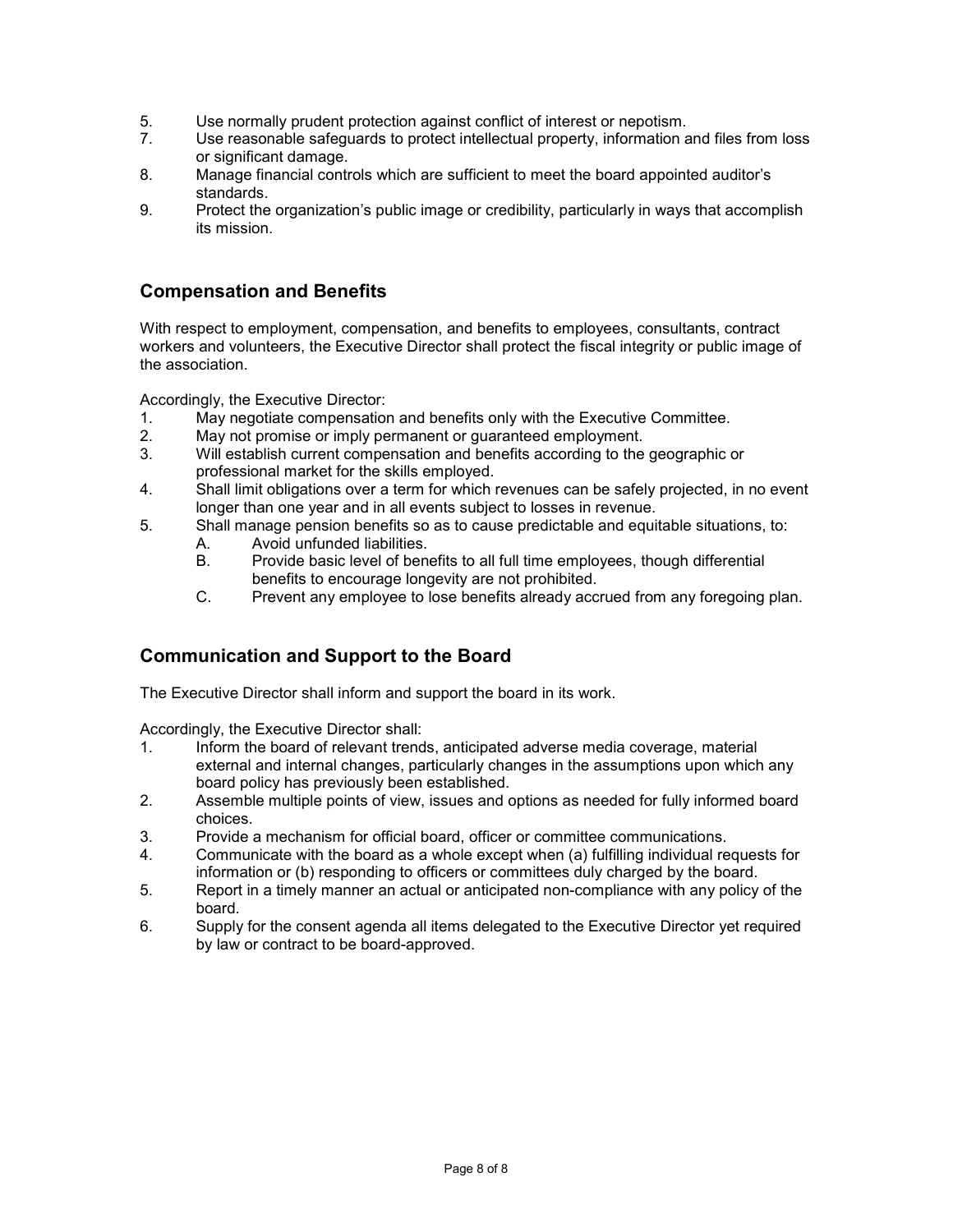5. Use normally prudent protection against conflict of interest or nepotism.
7. Use reasonable safeguards to protect intellectual property, information and files from loss or significant damage.
8. Manage financial controls which are sufficient to meet the board appointed auditor's standards.
9. Protect the organization's public image or credibility, particularly in ways that accomplish its mission.

## Compensation and Benefits

With respect to employment, compensation, and benefits to employees, consultants, contract workers and volunteers, the Executive Director shall protect the fiscal integrity or public image of the association.

Accordingly, the Executive Director:

1. May negotiate compensation and benefits only with the Executive Committee.
2. May not promise or imply permanent or guaranteed employment.
3. Will establish current compensation and benefits according to the geographic or professional market for the skills employed.
4. Shall limit obligations over a term for which revenues can be safely projected, in no event longer than one year and in all events subject to losses in revenue.
5. Shall manage pension benefits so as to cause predictable and equitable situations, to:
   - A. Avoid unfunded liabilities.
   - B. Provide basic level of benefits to all full time employees, though differential benefits to encourage longevity are not prohibited.
   - C. Prevent any employee to lose benefits already accrued from any foregoing plan.

## Communication and Support to the Board

The Executive Director shall inform and support the board in its work.

Accordingly, the Executive Director shall:

1. Inform the board of relevant trends, anticipated adverse media coverage, material external and internal changes, particularly changes in the assumptions upon which any board policy has previously been established.
2. Assemble multiple points of view, issues and options as needed for fully informed board choices.
3. Provide a mechanism for official board, officer or committee communications.
4. Communicate with the board as a whole except when (a) fulfilling individual requests for information or (b) responding to officers or committees duly charged by the board.
5. Report in a timely manner an actual or anticipated non-compliance with any policy of the board.
6. Supply for the consent agenda all items delegated to the Executive Director yet required by law or contract to be board-approved.